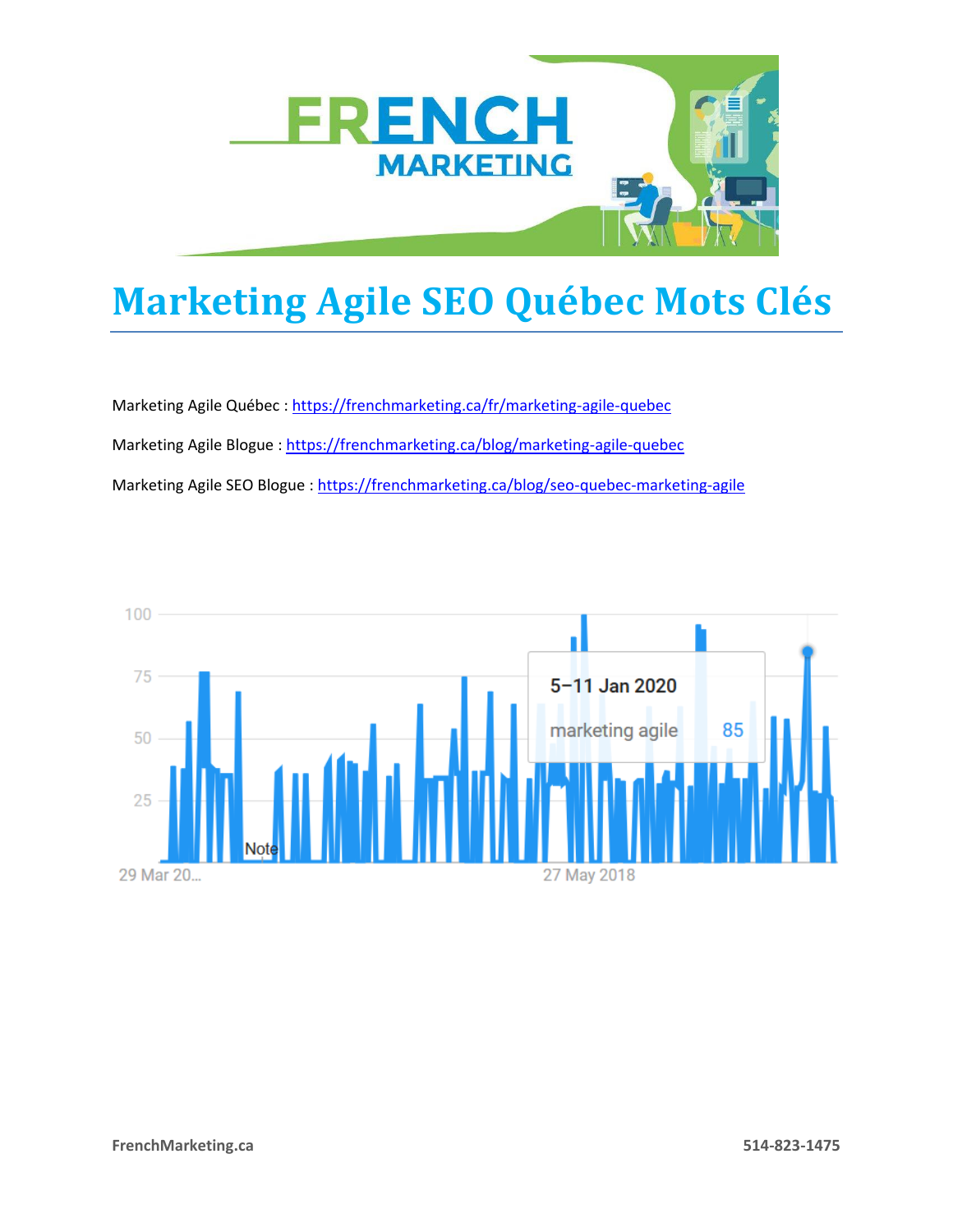# Marketing Agile SEO Québec Mots Clés

Marketing Agile Québec : https://frenchmarketing.ca/fr/marketing-agile-quebec

Marketing Agile Blogue : https://frenchmarketing.ca/blog/marketing-agile-quebec

Marketing Agile SEO Blogue : https://frenchmarketing.ca/blog/seo-quebec-marketing-agile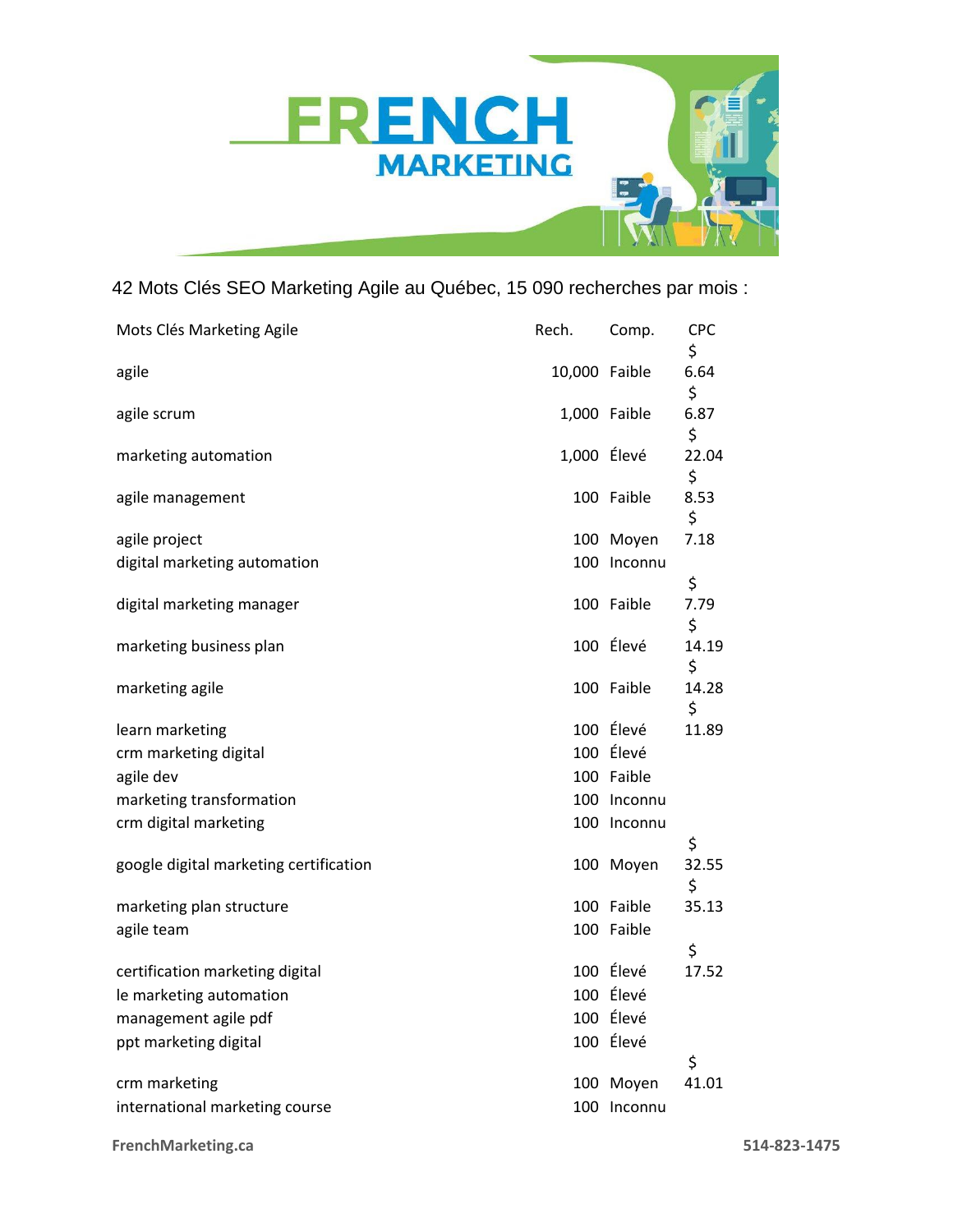42 Mots Clés SEO Marketing Agile au Québec, 15 090 recherches par mois :

| Mots Clés Marketing Agile | Rech. | Comp. | CPC |
|---|---|---|---|
| agile | 10,000 | Faible | $ 6.64 |
| agile scrum | 1,000 | Faible | $ 6.87 |
| marketing automation | 1,000 | Élevé | $ 22.04 |
| agile management | 100 | Faible | $ 8.53 |
| agile project | 100 | Moyen | $ 7.18 |
| digital marketing automation | 100 | Inconnu | |
| digital marketing manager | 100 | Faible | $ 7.79 |
| marketing business plan | 100 | Élevé | $ 14.19 |
| marketing agile | 100 | Faible | $ 14.28 |
| learn marketing | 100 | Élevé | $ 11.89 |
| crm marketing digital | 100 | Élevé | |
| agile dev | 100 | Faible | |
| marketing transformation | 100 | Inconnu | |
| crm digital marketing | 100 | Inconnu | |
| google digital marketing certification | 100 | Moyen | $ 32.55 |
| marketing plan structure | 100 | Faible | $ 35.13 |
| agile team | 100 | Faible | |
| certification marketing digital | 100 | Élevé | $ 17.52 |
| le marketing automation | 100 | Élevé | |
| management agile pdf | 100 | Élevé | |
| ppt marketing digital | 100 | Élevé | |
| crm marketing | 100 | Moyen | $ 41.01 |
| international marketing course | 100 | Inconnu | |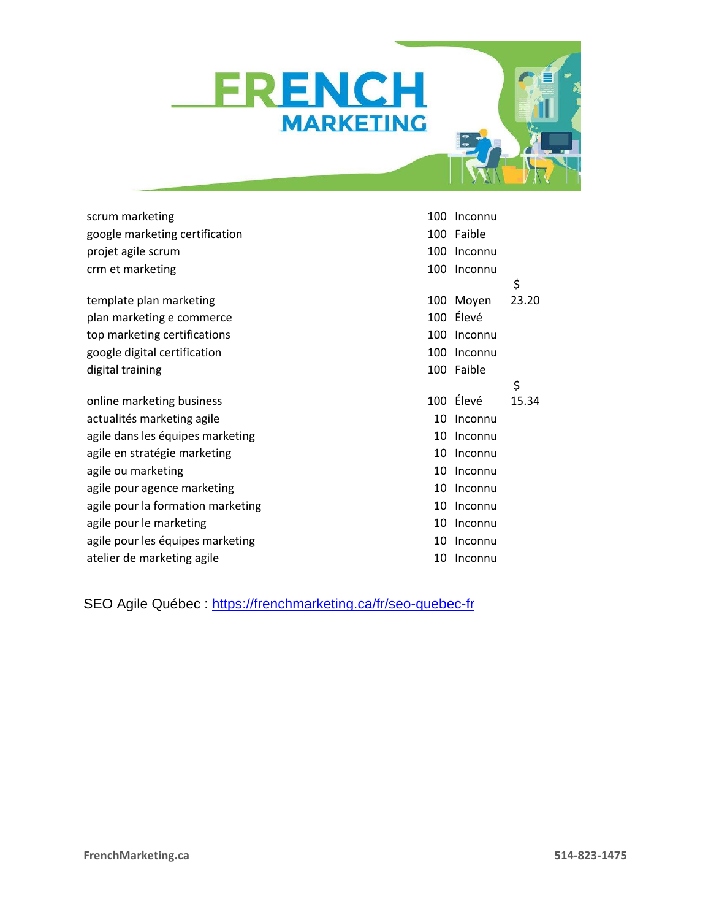| | | | |
|---|---|---|---|
| scrum marketing | 100 | Inconnu | |
| google marketing certification | 100 | Faible | |
| projet agile scrum | 100 | Inconnu | |
| crm et marketing | 100 | Inconnu | |
| template plan marketing | 100 | Moyen | $ 23.20 |
| plan marketing e commerce | 100 | Élevé | |
| top marketing certifications | 100 | Inconnu | |
| google digital certification | 100 | Inconnu | |
| digital training | 100 | Faible | |
| online marketing business | 100 | Élevé | $ 15.34 |
| actualités marketing agile | 10 | Inconnu | |
| agile dans les équipes marketing | 10 | Inconnu | |
| agile en stratégie marketing | 10 | Inconnu | |
| agile ou marketing | 10 | Inconnu | |
| agile pour agence marketing | 10 | Inconnu | |
| agile pour la formation marketing | 10 | Inconnu | |
| agile pour le marketing | 10 | Inconnu | |
| agile pour les équipes marketing | 10 | Inconnu | |
| atelier de marketing agile | 10 | Inconnu | |

SEO Agile Québec : [https://frenchmarketing.ca/fr/seo-quebec-fr](https://frenchmarketing.ca/fr/seo-quebec-fr)